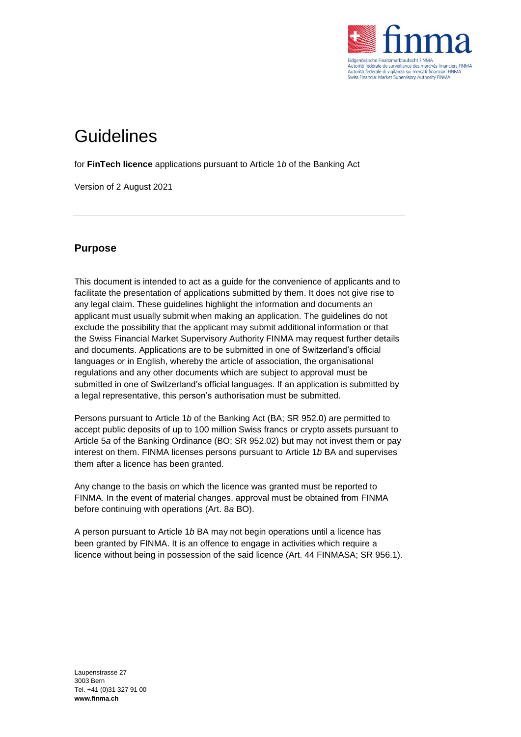# Guidelines

for **FinTech licence** applications pursuant to Article 1*b* of the Banking Act

Version of 2 August 2021

---

## Purpose

This document is intended to act as a guide for the convenience of applicants and to facilitate the presentation of applications submitted by them. It does not give rise to any legal claim. These guidelines highlight the information and documents an applicant must usually submit when making an application. The guidelines do not exclude the possibility that the applicant may submit additional information or that the Swiss Financial Market Supervisory Authority FINMA may request further details and documents. Applications are to be submitted in one of Switzerland's official languages or in English, whereby the article of association, the organisational regulations and any other documents which are subject to approval must be submitted in one of Switzerland's official languages. If an application is submitted by a legal representative, this person's authorisation must be submitted.

Persons pursuant to Article 1*b* of the Banking Act (BA; SR 952.0) are permitted to accept public deposits of up to 100 million Swiss francs or crypto assets pursuant to Article 5*a* of the Banking Ordinance (BO; SR 952.02) but may not invest them or pay interest on them. FINMA licenses persons pursuant to Article 1*b* BA and supervises them after a licence has been granted.

Any change to the basis on which the licence was granted must be reported to FINMA. In the event of material changes, approval must be obtained from FINMA before continuing with operations (Art. 8*a* BO).

A person pursuant to Article 1*b* BA may not begin operations until a licence has been granted by FINMA. It is an offence to engage in activities which require a licence without being in possession of the said licence (Art. 44 FINMASA; SR 956.1).

Laupenstrasse 27
3003 Bern
Tel. +41 (0)31 327 91 00
**www.finma.ch**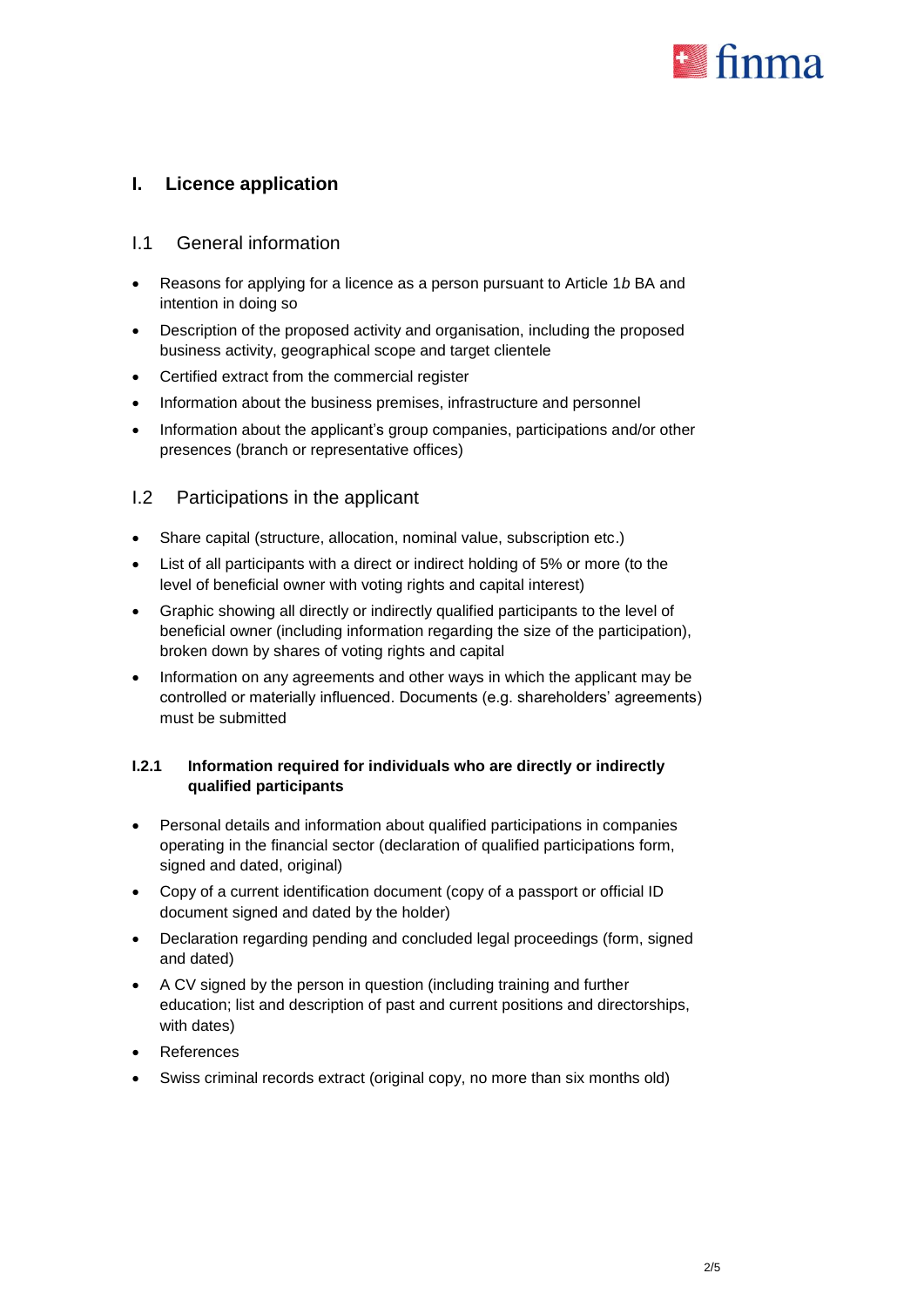# I. Licence application

## I.1 General information

- Reasons for applying for a licence as a person pursuant to Article 1*b* BA and intention in doing so
- Description of the proposed activity and organisation, including the proposed business activity, geographical scope and target clientele
- Certified extract from the commercial register
- Information about the business premises, infrastructure and personnel
- Information about the applicant's group companies, participations and/or other presences (branch or representative offices)

## I.2 Participations in the applicant

- Share capital (structure, allocation, nominal value, subscription etc.)
- List of all participants with a direct or indirect holding of 5% or more (to the level of beneficial owner with voting rights and capital interest)
- Graphic showing all directly or indirectly qualified participants to the level of beneficial owner (including information regarding the size of the participation), broken down by shares of voting rights and capital
- Information on any agreements and other ways in which the applicant may be controlled or materially influenced. Documents (e.g. shareholders' agreements) must be submitted

### I.2.1 Information required for individuals who are directly or indirectly qualified participants

- Personal details and information about qualified participations in companies operating in the financial sector (declaration of qualified participations form, signed and dated, original)
- Copy of a current identification document (copy of a passport or official ID document signed and dated by the holder)
- Declaration regarding pending and concluded legal proceedings (form, signed and dated)
- A CV signed by the person in question (including training and further education; list and description of past and current positions and directorships, with dates)
- References
- Swiss criminal records extract (original copy, no more than six months old)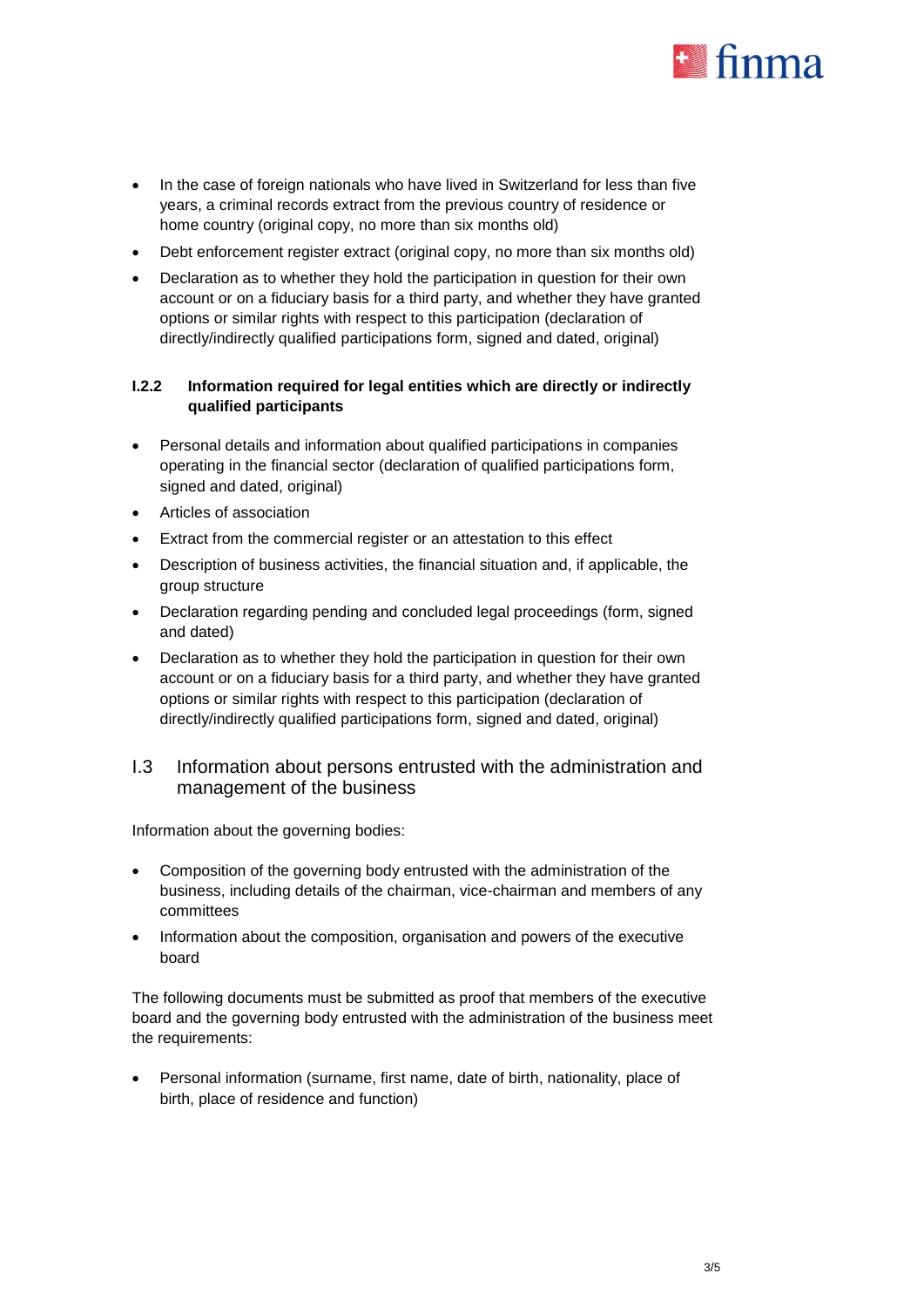- In the case of foreign nationals who have lived in Switzerland for less than five years, a criminal records extract from the previous country of residence or home country (original copy, no more than six months old)
- Debt enforcement register extract (original copy, no more than six months old)
- Declaration as to whether they hold the participation in question for their own account or on a fiduciary basis for a third party, and whether they have granted options or similar rights with respect to this participation (declaration of directly/indirectly qualified participations form, signed and dated, original)

#### I.2.2 Information required for legal entities which are directly or indirectly qualified participants

- Personal details and information about qualified participations in companies operating in the financial sector (declaration of qualified participations form, signed and dated, original)
- Articles of association
- Extract from the commercial register or an attestation to this effect
- Description of business activities, the financial situation and, if applicable, the group structure
- Declaration regarding pending and concluded legal proceedings (form, signed and dated)
- Declaration as to whether they hold the participation in question for their own account or on a fiduciary basis for a third party, and whether they have granted options or similar rights with respect to this participation (declaration of directly/indirectly qualified participations form, signed and dated, original)

### I.3 Information about persons entrusted with the administration and management of the business

Information about the governing bodies:

- Composition of the governing body entrusted with the administration of the business, including details of the chairman, vice-chairman and members of any committees
- Information about the composition, organisation and powers of the executive board

The following documents must be submitted as proof that members of the executive board and the governing body entrusted with the administration of the business meet the requirements:

- Personal information (surname, first name, date of birth, nationality, place of birth, place of residence and function)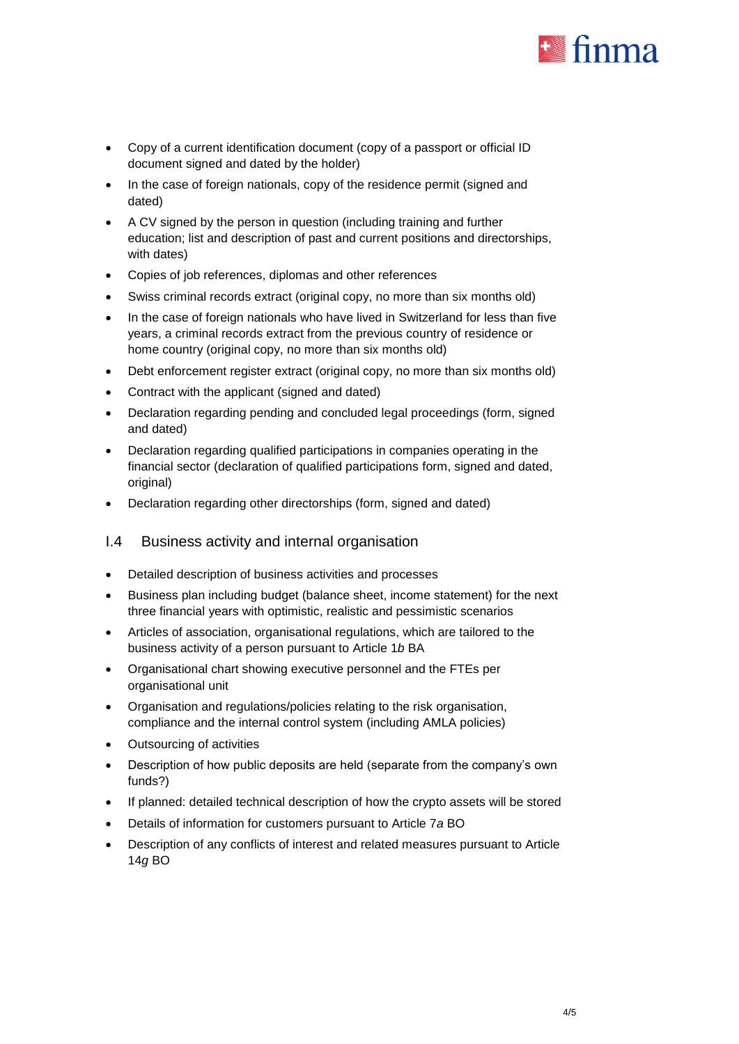- Copy of a current identification document (copy of a passport or official ID document signed and dated by the holder)
- In the case of foreign nationals, copy of the residence permit (signed and dated)
- A CV signed by the person in question (including training and further education; list and description of past and current positions and directorships, with dates)
- Copies of job references, diplomas and other references
- Swiss criminal records extract (original copy, no more than six months old)
- In the case of foreign nationals who have lived in Switzerland for less than five years, a criminal records extract from the previous country of residence or home country (original copy, no more than six months old)
- Debt enforcement register extract (original copy, no more than six months old)
- Contract with the applicant (signed and dated)
- Declaration regarding pending and concluded legal proceedings (form, signed and dated)
- Declaration regarding qualified participations in companies operating in the financial sector (declaration of qualified participations form, signed and dated, original)
- Declaration regarding other directorships (form, signed and dated)

## I.4 Business activity and internal organisation

- Detailed description of business activities and processes
- Business plan including budget (balance sheet, income statement) for the next three financial years with optimistic, realistic and pessimistic scenarios
- Articles of association, organisational regulations, which are tailored to the business activity of a person pursuant to Article 1*b* BA
- Organisational chart showing executive personnel and the FTEs per organisational unit
- Organisation and regulations/policies relating to the risk organisation, compliance and the internal control system (including AMLA policies)
- Outsourcing of activities
- Description of how public deposits are held (separate from the company's own funds?)
- If planned: detailed technical description of how the crypto assets will be stored
- Details of information for customers pursuant to Article 7*a* BO
- Description of any conflicts of interest and related measures pursuant to Article 14*g* BO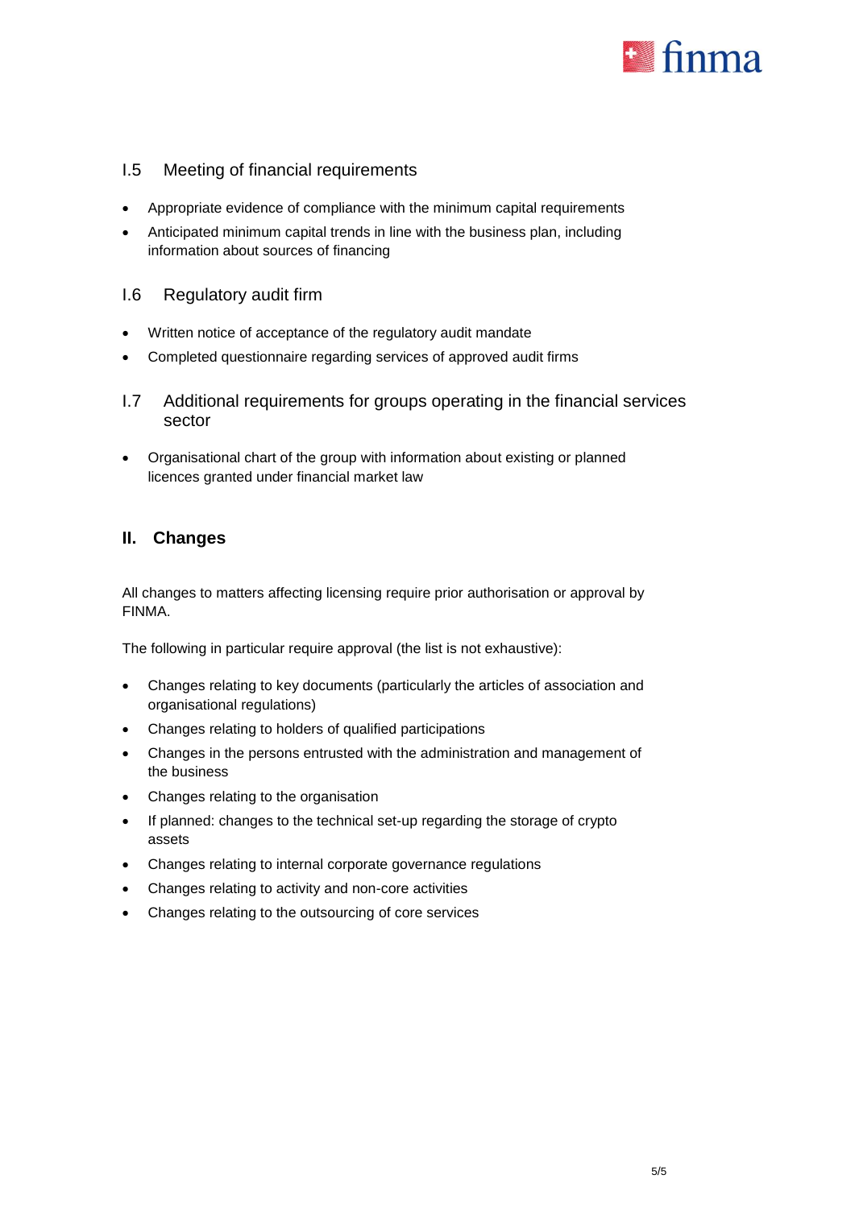### I.5 Meeting of financial requirements

- Appropriate evidence of compliance with the minimum capital requirements
- Anticipated minimum capital trends in line with the business plan, including information about sources of financing

### I.6 Regulatory audit firm

- Written notice of acceptance of the regulatory audit mandate
- Completed questionnaire regarding services of approved audit firms

### I.7 Additional requirements for groups operating in the financial services sector

- Organisational chart of the group with information about existing or planned licences granted under financial market law

## II. Changes

All changes to matters affecting licensing require prior authorisation or approval by FINMA.

The following in particular require approval (the list is not exhaustive):

- Changes relating to key documents (particularly the articles of association and organisational regulations)
- Changes relating to holders of qualified participations
- Changes in the persons entrusted with the administration and management of the business
- Changes relating to the organisation
- If planned: changes to the technical set-up regarding the storage of crypto assets
- Changes relating to internal corporate governance regulations
- Changes relating to activity and non-core activities
- Changes relating to the outsourcing of core services